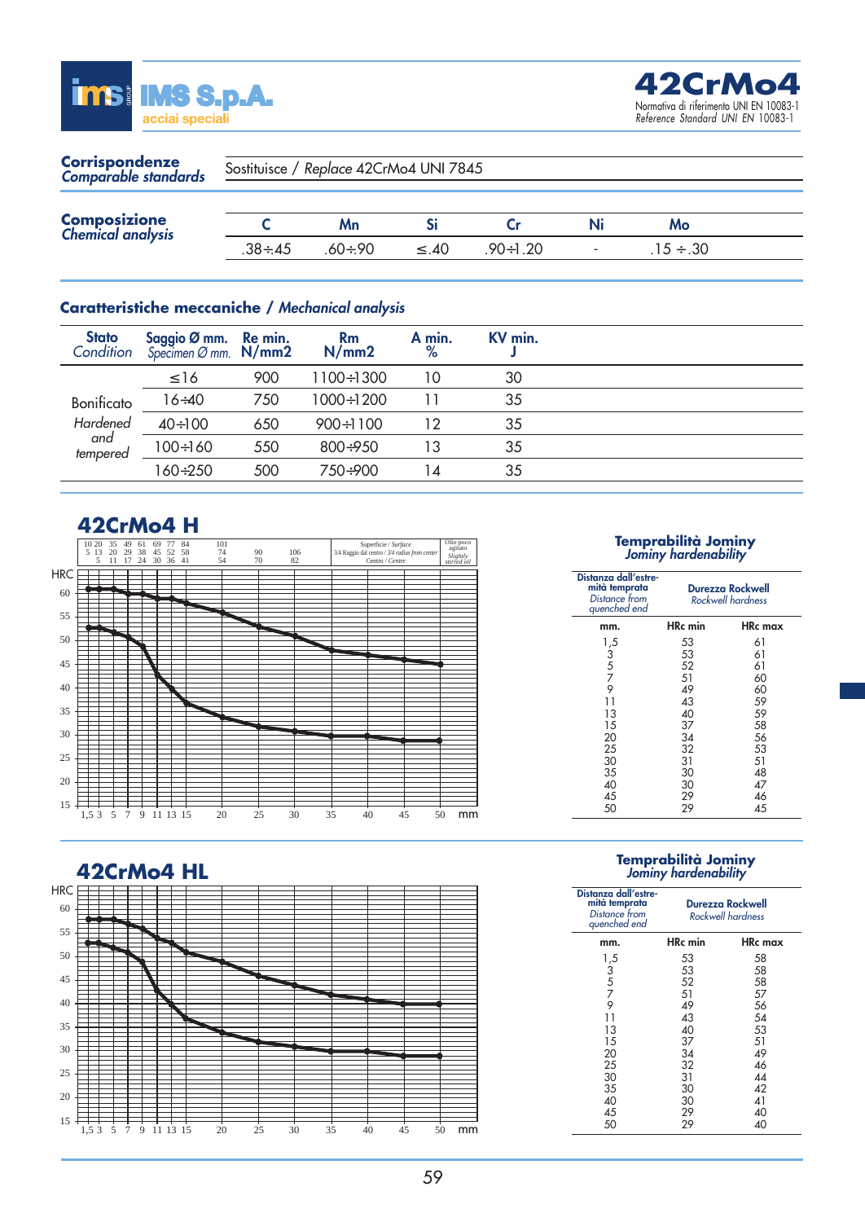# 42CrMo4

Normativa di riferimento UNI EN 10083-1
*Reference Standard UNI EN 10083-1*

IMS S.p.A. acciai speciali

**Corrispondenze** / *Comparable standards*: Sostituisce / *Replace* 42CrMo4 UNI 7845

**Composizione** / *Chemical analysis*

| C | Mn | Si | Cr | Ni | Mo |
|---|---|---|---|---|---|
| .38÷.45 | .60÷.90 | ≤.40 | .90÷1.20 | - | .15 ÷.30 |

## Caratteristiche meccaniche / *Mechanical analysis*

| Stato *Condition* | Saggio Ø mm. *Specimen Ø mm.* | Re min. N/mm2 | Rm N/mm2 | A min. % | KV min. J |
|---|---|---|---|---|---|
| Bonificato *Hardened and tempered* | ≤16 | 900 | 1100÷1300 | 10 | 30 |
| | 16÷40 | 750 | 1000÷1200 | 11 | 35 |
| | 40÷100 | 650 | 900÷1100 | 12 | 35 |
| | 100÷160 | 550 | 800÷950 | 13 | 35 |
| | 160÷250 | 500 | 750÷900 | 14 | 35 |

## 42CrMo4 H

### Temprabilità Jominy / *Jominy hardenability*

| Distanza dall'estremità temprata *Distance from quenched end* mm. | Durezza Rockwell *Rockwell hardness* HRc min | HRc max |
|---|---|---|
| 1,5 | 53 | 61 |
| 3 | 53 | 61 |
| 5 | 52 | 61 |
| 7 | 51 | 60 |
| 9 | 49 | 60 |
| 11 | 43 | 59 |
| 13 | 40 | 59 |
| 15 | 37 | 58 |
| 20 | 34 | 56 |
| 25 | 32 | 53 |
| 30 | 31 | 51 |
| 35 | 30 | 48 |
| 40 | 30 | 47 |
| 45 | 29 | 46 |
| 50 | 29 | 45 |

## 42CrMo4 HL

### Temprabilità Jominy / *Jominy hardenability*

| Distanza dall'estremità temprata *Distance from quenched end* mm. | Durezza Rockwell *Rockwell hardness* HRc min | HRc max |
|---|---|---|
| 1,5 | 53 | 58 |
| 3 | 53 | 58 |
| 5 | 52 | 58 |
| 7 | 51 | 57 |
| 9 | 49 | 56 |
| 11 | 43 | 54 |
| 13 | 40 | 53 |
| 15 | 37 | 51 |
| 20 | 34 | 49 |
| 25 | 32 | 46 |
| 30 | 31 | 44 |
| 35 | 30 | 42 |
| 40 | 30 | 41 |
| 45 | 29 | 40 |
| 50 | 29 | 40 |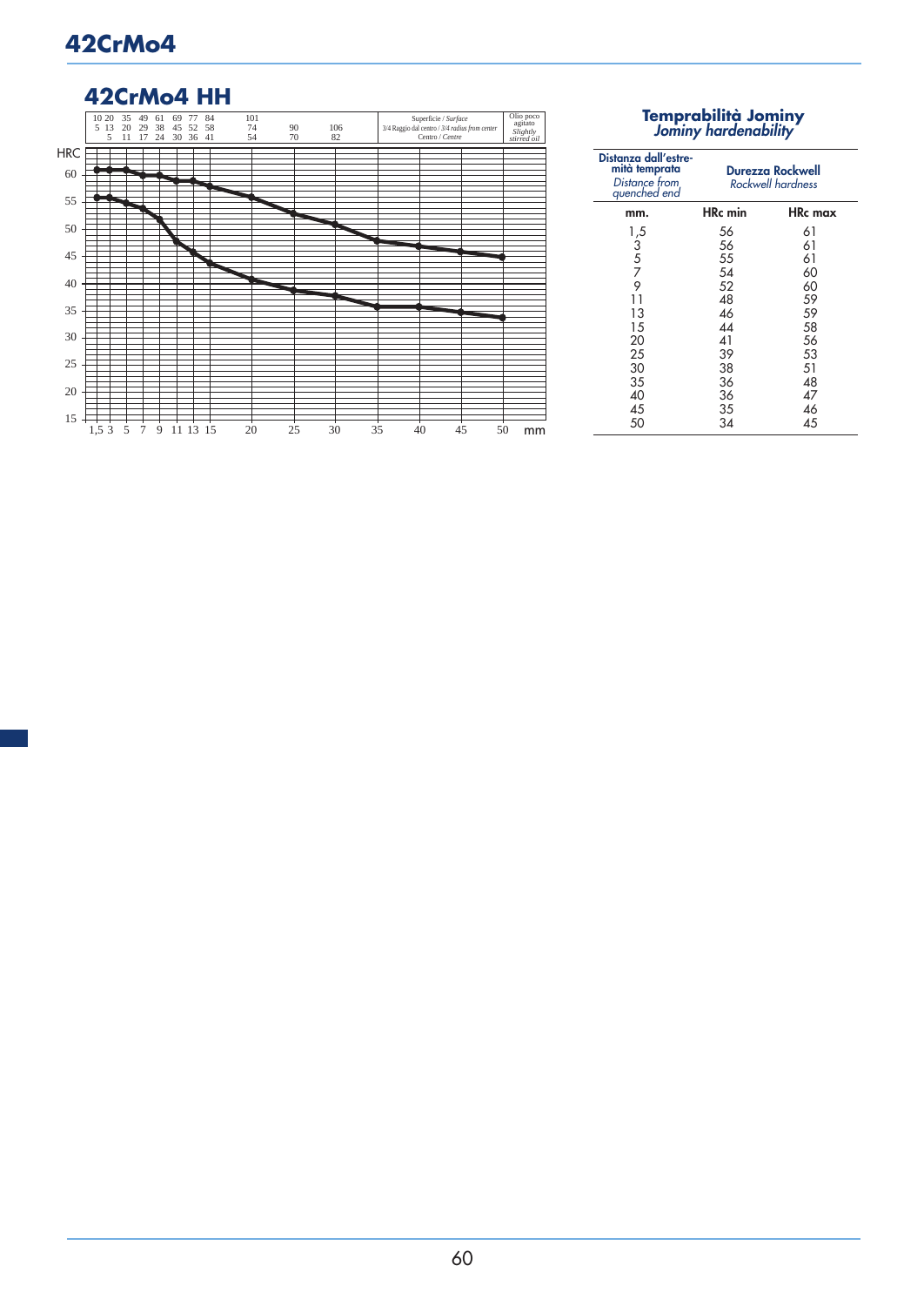# 42CrMo4

## 42CrMo4 HH

| | | | | | | | | | | | | | | | |
|---|---|---|---|---|---|---|---|---|---|---|---|---|---|---|---|
| 10 | 20 | 35 | 49 | 61 | 69 | 77 | 84 | 101 | | | | Superficie / *Surface* | | | Olio poco agitato *Slightly stirred oil* |
| 5 | 13 | 20 | 29 | 38 | 45 | 52 | 58 | 74 | 90 | 106 | | 3/4 Raggio dal centro / 3/4 *radius from center* | | | |
| | 5 | 11 | 17 | 24 | 30 | 36 | 41 | 54 | 70 | 82 | | Centro / *Centre* | | | |

HRC

mm: 1,5 3 5 7 9 11 13 15 20 25 30 35 40 45 50

### Temprabilità Jominy
*Jominy hardenability*

| Distanza dall'estremità temprata *Distance from quenched end* | Durezza Rockwell *Rockwell hardness* | |
|---|---|---|
| mm. | HRc min | HRc max |
| 1,5 | 56 | 61 |
| 3 | 56 | 61 |
| 5 | 55 | 61 |
| 7 | 54 | 60 |
| 9 | 52 | 60 |
| 11 | 48 | 59 |
| 13 | 46 | 59 |
| 15 | 44 | 58 |
| 20 | 41 | 56 |
| 25 | 39 | 53 |
| 30 | 38 | 51 |
| 35 | 36 | 48 |
| 40 | 36 | 47 |
| 45 | 35 | 46 |
| 50 | 34 | 45 |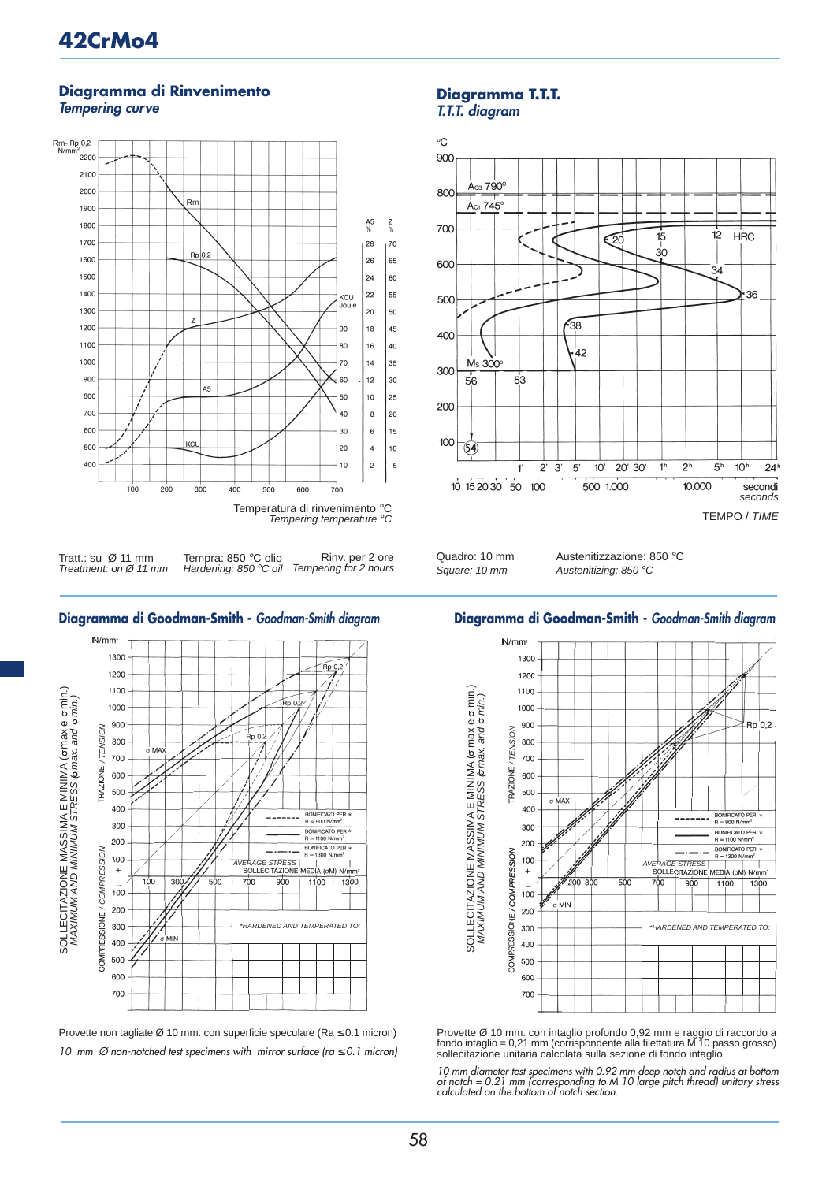# 42CrMo4

## Diagramma di Rinvenimento
*Tempering curve*

Rm- Rp 0,2 N/mm²

2200
2100
2000
1900
1800
1700
1600
1500
1400
1300
1200
1100
1000
900
800
700
600
500
400

Rm
Rp 0,2
Z
A5
KCU

KCU Joule
90
80
70
60
50
40
30
20
10

A5 %
28
26
24
22
20
18
16
14
12
10
8
6
4
2

Z %
70
65
60
55
50
45
40
35
30
25
20
15
10
5

100 200 300 400 500 600 700

Temperatura di rinvenimento °C
*Tempering temperature °C*

Tratt.: su Ø 11 mm
*Treatment: on Ø 11 mm*

Tempra: 850 °C olio
*Hardening: 850 °C oil*

Rinv. per 2 ore
*Tempering for 2 hours*

## Diagramma T.T.T.
*T.T.T. diagram*

°C
900
800
700
600
500
400
300
200
100

Ac3 790°
Ac1 745°
Ms 300°

20
15
12
HRC
30
34
36
38
42
56
53
54

1' 2' 3' 5' 10' 20' 30' 1h 2h 5h 10h 24h

10 15 20 30 50 100 500 1.000 10.000

secondi
*seconds*

TEMPO / *TIME*

Quadro: 10 mm
*Square: 10 mm*

Austenitizzazione: 850 °C
*Austenitizing: 850 °C*

## Diagramma di Goodman-Smith - *Goodman-Smith diagram*

N/mm²

SOLLECITAZIONE MASSIMA E MINIMA (σmax e σmin.)
*MAXIMUM AND MINIMUM STRESS (σmax. and σmin.)*

TRAZIONE / *TENSION*
COMPRESSIONE / *COMPRESSION*

1300
1200
1100
1000
900
800
700
600
500
400
300
200
100
+
–
100
200
300
400
500
600
700

Rp 0,2
Rp 0,2
Rp 0,2
σ MAX
σ MIN

BONIFICATO PER * R = 900 N/mm²
BONIFICATO PER * R = 1100 N/mm²
BONIFICATO PER * R = 1300 N/mm²

AVERAGE STRESS
SOLLECITAZIONE MEDIA (σM) N/mm²

100 300 500 700 900 1100 1300

*HARDENED AND TEMPERED TO:

Provette non tagliate Ø 10 mm. con superficie speculare (Ra ≤0.1 micron)

*10 mm Ø non-notched test specimens with mirror surface (ra ≤0.1 micron)*

## Diagramma di Goodman-Smith - *Goodman-Smith diagram*

N/mm²

SOLLECITAZIONE MASSIMA E MINIMA (σmax e σmin.)
*MAXIMUM AND MINIMUM STRESS (σmax. and σmin.)*

TRAZIONE / *TENSION*
COMPRESSIONE / *COMPRESSION*

1300
1200
1100
1000
900
800
700
600
500
400
300
200
100
+
–
100
200
300
400
500
600
700

Rp 0,2
σ MAX
σ MIN

BONIFICATO PER * R = 900 N/mm²
BONIFICATO PER * R = 1100 N/mm²
BONIFICATO PER * R = 1300 N/mm²

AVERAGE STRESS
SOLLECITAZIONE MEDIA (σM) N/mm²

200 300 500 700 900 1100 1300

*HARDENED AND TEMPERED TO:

Provette Ø 10 mm. con intaglio profondo 0,92 mm e raggio di raccordo a fondo intaglio = 0,21 mm (corrispondente alla filettatura M 10 passo grosso) sollecitazione unitaria calcolata sulla sezione di fondo intaglio.

*10 mm diameter test specimens with 0.92 mm deep notch and radius at bottom of notch = 0.21 mm (corresponding to M 10 large pitch thread) unitary stress calculated on the bottom of notch section.*